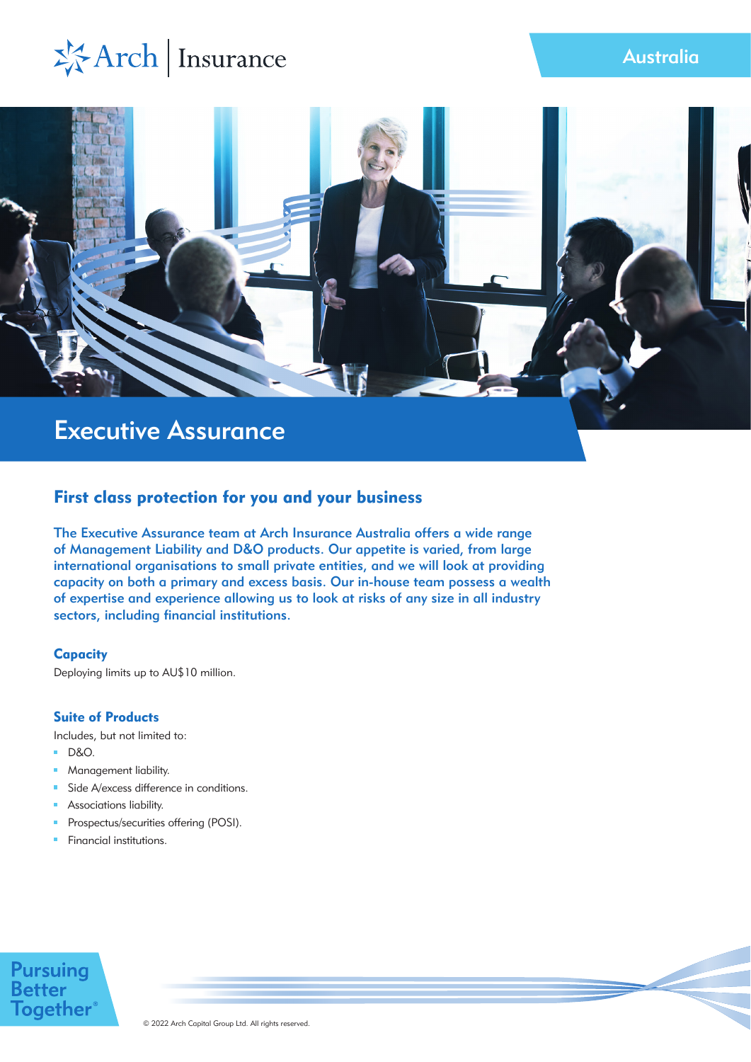Arch | Insurance

Australia

# Executive Assurance

## First class protection for you and your business

**The Executive Assurance team at Arch Insurance Australia offers a wide range of Management Liability and D&O products. Our appetite is varied, from large international organisations to small private entities, and we will look at providing capacity on both a primary and excess basis. Our in-house team possess a wealth of expertise and experience allowing us to look at risks of any size in all industry sectors, including financial institutions.**

### Capacity

Deploying limits up to AU$10 million.

### Suite of Products

Includes, but not limited to:

- D&O.
- Management liability.
- Side A/excess difference in conditions.
- Associations liability.
- Prospectus/securities offering (POSI).
- Financial institutions.

Pursuing Better Together®

© 2022 Arch Capital Group Ltd. All rights reserved.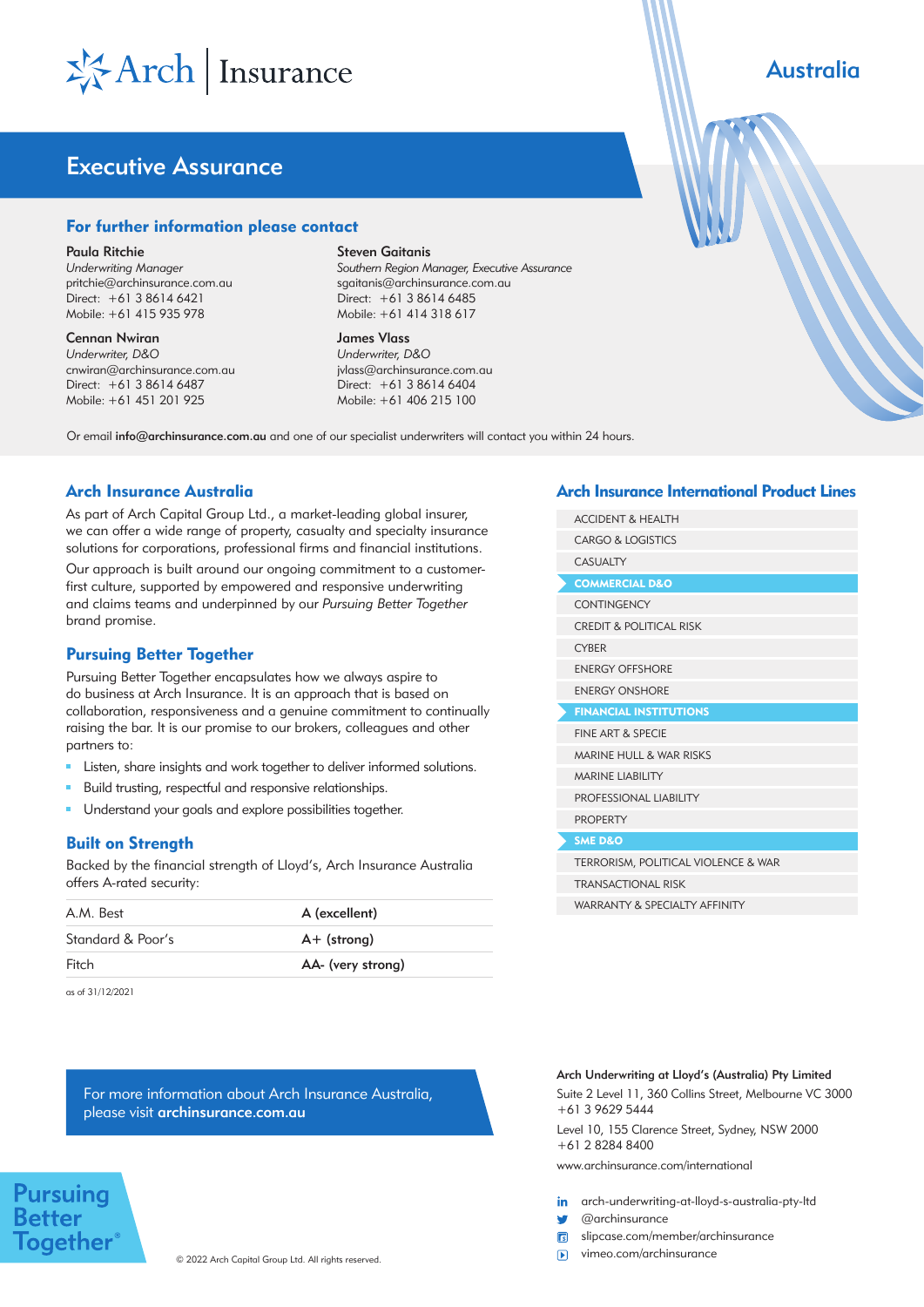Arch | Insurance

Australia

# Executive Assurance

## For further information please contact

**Paula Ritchie**
*Underwriting Manager*
pritchie@archinsurance.com.au
Direct: +61 3 8614 6421
Mobile: +61 415 935 978

**Steven Gaitanis**
*Southern Region Manager, Executive Assurance*
sgaitanis@archinsurance.com.au
Direct: +61 3 8614 6485
Mobile: +61 414 318 617

**Cennan Nwiran**
*Underwriter, D&O*
cnwiran@archinsurance.com.au
Direct: +61 3 8614 6487
Mobile: +61 451 201 925

**James Vlass**
*Underwriter, D&O*
jvlass@archinsurance.com.au
Direct: +61 3 8614 6404
Mobile: +61 406 215 100

Or email **info@archinsurance.com.au** and one of our specialist underwriters will contact you within 24 hours.

## Arch Insurance Australia

As part of Arch Capital Group Ltd., a market-leading global insurer, we can offer a wide range of property, casualty and specialty insurance solutions for corporations, professional firms and financial institutions.

Our approach is built around our ongoing commitment to a customer-first culture, supported by empowered and responsive underwriting and claims teams and underpinned by our *Pursuing Better Together* brand promise.

## Pursuing Better Together

Pursuing Better Together encapsulates how we always aspire to do business at Arch Insurance. It is an approach that is based on collaboration, responsiveness and a genuine commitment to continually raising the bar. It is our promise to our brokers, colleagues and other partners to:

- Listen, share insights and work together to deliver informed solutions.
- Build trusting, respectful and responsive relationships.
- Understand your goals and explore possibilities together.

## Built on Strength

Backed by the financial strength of Lloyd's, Arch Insurance Australia offers A-rated security:

| | |
|---|---|
| A.M. Best | **A (excellent)** |
| Standard & Poor's | **A+ (strong)** |
| Fitch | **AA- (very strong)** |

as of 31/12/2021

## Arch Insurance International Product Lines

- ACCIDENT & HEALTH
- CARGO & LOGISTICS
- CASUALTY
- **COMMERCIAL D&O**
- CONTINGENCY
- CREDIT & POLITICAL RISK
- CYBER
- ENERGY OFFSHORE
- ENERGY ONSHORE
- **FINANCIAL INSTITUTIONS**
- FINE ART & SPECIE
- MARINE HULL & WAR RISKS
- MARINE LIABILITY
- PROFESSIONAL LIABILITY
- PROPERTY
- **SME D&O**
- TERRORISM, POLITICAL VIOLENCE & WAR
- TRANSACTIONAL RISK
- WARRANTY & SPECIALTY AFFINITY

For more information about Arch Insurance Australia, please visit **archinsurance.com.au**

**Arch Underwriting at Lloyd's (Australia) Pty Limited**
Suite 2 Level 11, 360 Collins Street, Melbourne VC 3000
+61 3 9629 5444

Level 10, 155 Clarence Street, Sydney, NSW 2000
+61 2 8284 8400

www.archinsurance.com/international

arch-underwriting-at-lloyd-s-australia-pty-ltd
@archinsurance
slipcase.com/member/archinsurance
vimeo.com/archinsurance

Pursuing Better Together®

© 2022 Arch Capital Group Ltd. All rights reserved.